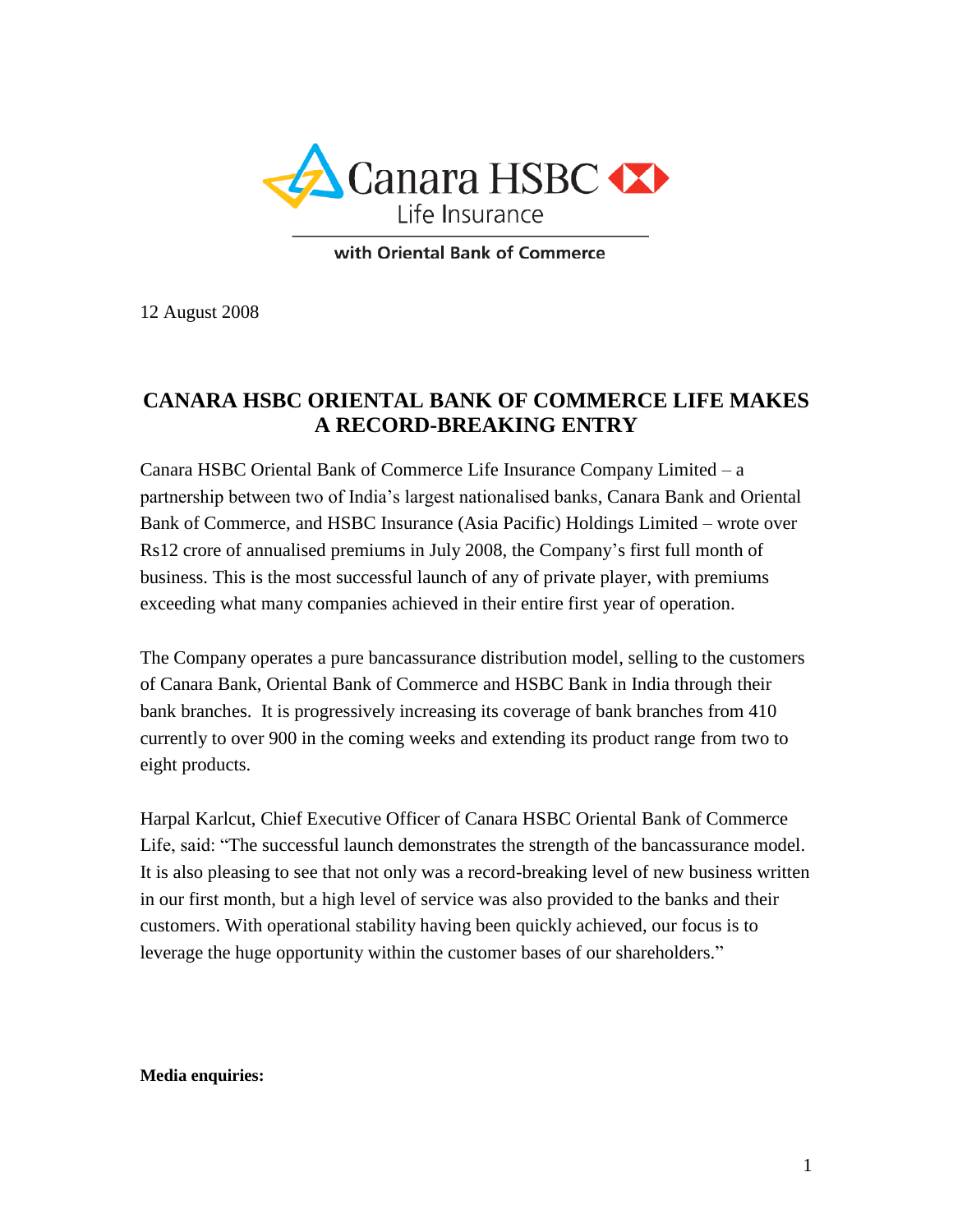Canara HSBC Life Insurance

with Oriental Bank of Commerce

12 August 2008

# CANARA HSBC ORIENTAL BANK OF COMMERCE LIFE MAKES A RECORD-BREAKING ENTRY

Canara HSBC Oriental Bank of Commerce Life Insurance Company Limited – a partnership between two of India's largest nationalised banks, Canara Bank and Oriental Bank of Commerce, and HSBC Insurance (Asia Pacific) Holdings Limited – wrote over Rs12 crore of annualised premiums in July 2008, the Company's first full month of business. This is the most successful launch of any of private player, with premiums exceeding what many companies achieved in their entire first year of operation.

The Company operates a pure bancassurance distribution model, selling to the customers of Canara Bank, Oriental Bank of Commerce and HSBC Bank in India through their bank branches. It is progressively increasing its coverage of bank branches from 410 currently to over 900 in the coming weeks and extending its product range from two to eight products.

Harpal Karlcut, Chief Executive Officer of Canara HSBC Oriental Bank of Commerce Life, said: "The successful launch demonstrates the strength of the bancassurance model. It is also pleasing to see that not only was a record-breaking level of new business written in our first month, but a high level of service was also provided to the banks and their customers. With operational stability having been quickly achieved, our focus is to leverage the huge opportunity within the customer bases of our shareholders."

**Media enquiries:**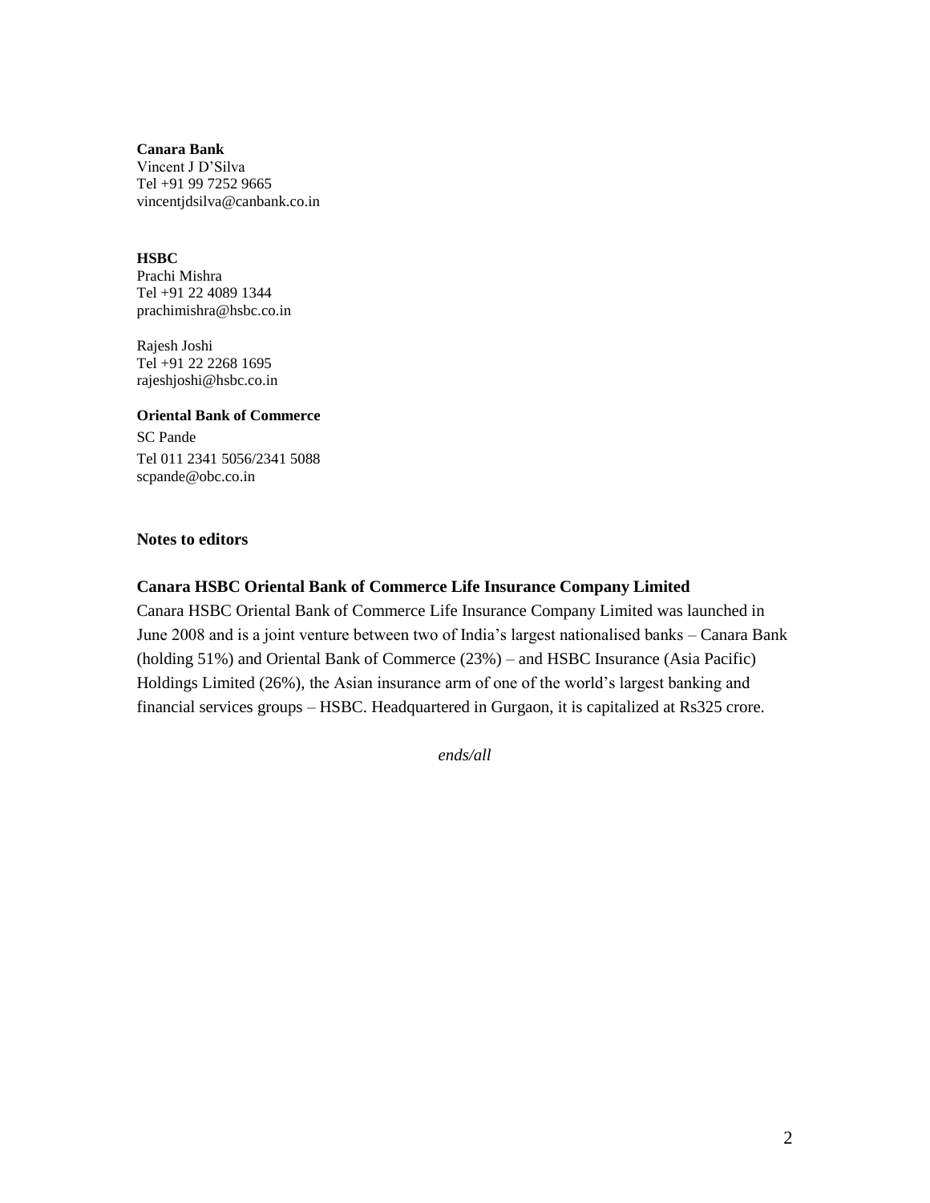**Canara Bank**
Vincent J D'Silva
Tel +91 99 7252 9665
vincentjdsilva@canbank.co.in

**HSBC**
Prachi Mishra
Tel +91 22 4089 1344
prachimishra@hsbc.co.in

Rajesh Joshi
Tel +91 22 2268 1695
rajeshjoshi@hsbc.co.in

**Oriental Bank of Commerce**
SC Pande
Tel 011 2341 5056/2341 5088
scpande@obc.co.in

### Notes to editors

**Canara HSBC Oriental Bank of Commerce Life Insurance Company Limited**

Canara HSBC Oriental Bank of Commerce Life Insurance Company Limited was launched in June 2008 and is a joint venture between two of India's largest nationalised banks – Canara Bank (holding 51%) and Oriental Bank of Commerce (23%) – and HSBC Insurance (Asia Pacific) Holdings Limited (26%), the Asian insurance arm of one of the world's largest banking and financial services groups – HSBC. Headquartered in Gurgaon, it is capitalized at Rs325 crore.

*ends/all*